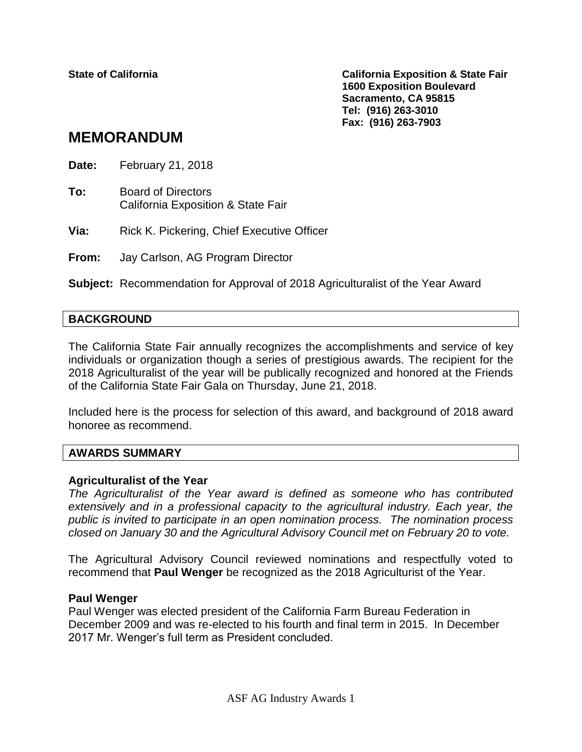**State of California**

**California Exposition & State Fair**
**1600 Exposition Boulevard**
**Sacramento, CA 95815**
**Tel: (916) 263-3010**
**Fax: (916) 263-7903**

# MEMORANDUM

**Date:** February 21, 2018

**To:** Board of Directors
California Exposition & State Fair

**Via:** Rick K. Pickering, Chief Executive Officer

**From:** Jay Carlson, AG Program Director

**Subject:** Recommendation for Approval of 2018 Agriculturalist of the Year Award

## BACKGROUND

The California State Fair annually recognizes the accomplishments and service of key individuals or organization though a series of prestigious awards. The recipient for the 2018 Agriculturalist of the year will be publically recognized and honored at the Friends of the California State Fair Gala on Thursday, June 21, 2018.

Included here is the process for selection of this award, and background of 2018 award honoree as recommend.

## AWARDS SUMMARY

### Agriculturalist of the Year

*The Agriculturalist of the Year award is defined as someone who has contributed extensively and in a professional capacity to the agricultural industry. Each year, the public is invited to participate in an open nomination process. The nomination process closed on January 30 and the Agricultural Advisory Council met on February 20 to vote.*

The Agricultural Advisory Council reviewed nominations and respectfully voted to recommend that **Paul Wenger** be recognized as the 2018 Agriculturist of the Year.

### Paul Wenger

Paul Wenger was elected president of the California Farm Bureau Federation in December 2009 and was re-elected to his fourth and final term in 2015. In December 2017 Mr. Wenger's full term as President concluded.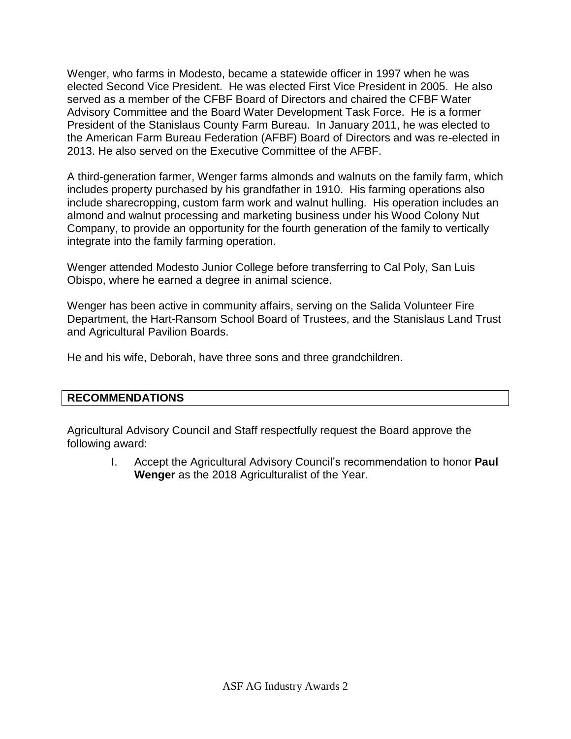Wenger, who farms in Modesto, became a statewide officer in 1997 when he was elected Second Vice President. He was elected First Vice President in 2005. He also served as a member of the CFBF Board of Directors and chaired the CFBF Water Advisory Committee and the Board Water Development Task Force. He is a former President of the Stanislaus County Farm Bureau. In January 2011, he was elected to the American Farm Bureau Federation (AFBF) Board of Directors and was re-elected in 2013. He also served on the Executive Committee of the AFBF.

A third-generation farmer, Wenger farms almonds and walnuts on the family farm, which includes property purchased by his grandfather in 1910. His farming operations also include sharecropping, custom farm work and walnut hulling. His operation includes an almond and walnut processing and marketing business under his Wood Colony Nut Company, to provide an opportunity for the fourth generation of the family to vertically integrate into the family farming operation.

Wenger attended Modesto Junior College before transferring to Cal Poly, San Luis Obispo, where he earned a degree in animal science.

Wenger has been active in community affairs, serving on the Salida Volunteer Fire Department, the Hart-Ransom School Board of Trustees, and the Stanislaus Land Trust and Agricultural Pavilion Boards.

He and his wife, Deborah, have three sons and three grandchildren.

## RECOMMENDATIONS

Agricultural Advisory Council and Staff respectfully request the Board approve the following award:

I. Accept the Agricultural Advisory Council's recommendation to honor **Paul Wenger** as the 2018 Agriculturalist of the Year.